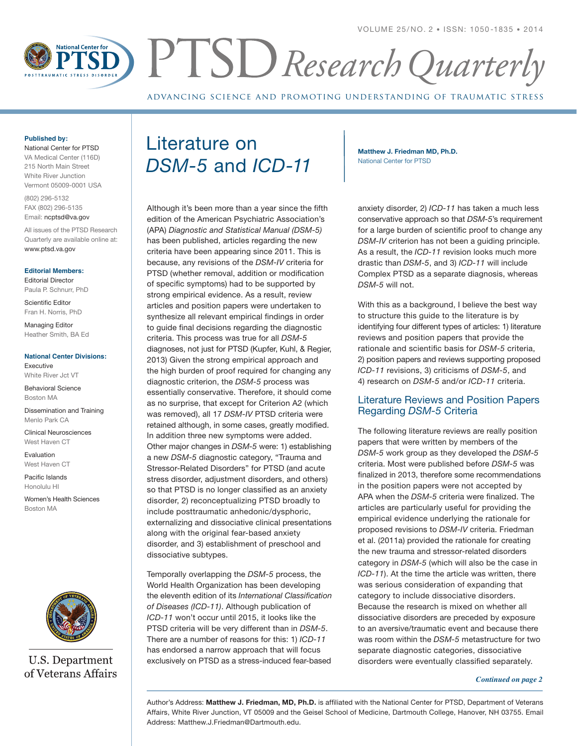# PTSD Research Quarterly

ADVANCING SCIENCE AND PROMOTING UNDERSTANDING OF TRAUMATIC STRESS

VOLUME 25/NO. 2 • ISSN: 1050-1835 • 2014

**Published by:**
National Center for PTSD
VA Medical Center (116D)
215 North Main Street
White River Junction
Vermont 05009-0001 USA

(802) 296-5132
FAX (802) 296-5135
Email: ncptsd@va.gov

All issues of the PTSD Research Quarterly are available online at: www.ptsd.va.gov

**Editorial Members:**
Editorial Director
Paula P. Schnurr, PhD

Scientific Editor
Fran H. Norris, PhD

Managing Editor
Heather Smith, BA Ed

**National Center Divisions:**
Executive
White River Jct VT

Behavioral Science
Boston MA

Dissemination and Training
Menlo Park CA

Clinical Neurosciences
West Haven CT

Evaluation
West Haven CT

Pacific Islands
Honolulu HI

Women's Health Sciences
Boston MA

U.S. Department of Veterans Affairs

## Literature on *DSM-5* and *ICD-11*

**Matthew J. Friedman MD, Ph.D.**
National Center for PTSD

Although it's been more than a year since the fifth edition of the American Psychiatric Association's (APA) *Diagnostic and Statistical Manual (DSM-5)* has been published, articles regarding the new criteria have been appearing since 2011. This is because, any revisions of the *DSM-IV* criteria for PTSD (whether removal, addition or modification of specific symptoms) had to be supported by strong empirical evidence. As a result, review articles and position papers were undertaken to synthesize all relevant empirical findings in order to guide final decisions regarding the diagnostic criteria. This process was true for all *DSM-5* diagnoses, not just for PTSD (Kupfer, Kuhl, & Regier, 2013) Given the strong empirical approach and the high burden of proof required for changing any diagnostic criterion, the *DSM-5* process was essentially conservative. Therefore, it should come as no surprise, that except for Criterion A2 (which was removed), all 17 *DSM-IV* PTSD criteria were retained although, in some cases, greatly modified. In addition three new symptoms were added. Other major changes in *DSM-5* were: 1) establishing a new *DSM-5* diagnostic category, "Trauma and Stressor-Related Disorders" for PTSD (and acute stress disorder, adjustment disorders, and others) so that PTSD is no longer classified as an anxiety disorder, 2) reconceptualizing PTSD broadly to include posttraumatic anhedonic/dysphoric, externalizing and dissociative clinical presentations along with the original fear-based anxiety disorder, and 3) establishment of preschool and dissociative subtypes.

Temporally overlapping the *DSM-5* process, the World Health Organization has been developing the eleventh edition of its *International Classification of Diseases (ICD-11)*. Although publication of *ICD-11* won't occur until 2015, it looks like the PTSD criteria will be very different than in *DSM-5*. There are a number of reasons for this: 1) *ICD-11* has endorsed a narrow approach that will focus exclusively on PTSD as a stress-induced fear-based anxiety disorder, 2) *ICD-11* has taken a much less conservative approach so that *DSM-5*'s requirement for a large burden of scientific proof to change any *DSM-IV* criterion has not been a guiding principle. As a result, the *ICD-11* revision looks much more drastic than *DSM-5*, and 3) *ICD-11* will include Complex PTSD as a separate diagnosis, whereas *DSM-5* will not.

With this as a background, I believe the best way to structure this guide to the literature is by identifying four different types of articles: 1) literature reviews and position papers that provide the rationale and scientific basis for *DSM-5* criteria, 2) position papers and reviews supporting proposed *ICD-11* revisions, 3) criticisms of *DSM-5*, and 4) research on *DSM-5* and/or *ICD-11* criteria.

### Literature Reviews and Position Papers Regarding *DSM-5* Criteria

The following literature reviews are really position papers that were written by members of the *DSM-5* work group as they developed the *DSM-5* criteria. Most were published before *DSM-5* was finalized in 2013, therefore some recommendations in the position papers were not accepted by APA when the *DSM-5* criteria were finalized. The articles are particularly useful for providing the empirical evidence underlying the rationale for proposed revisions to *DSM-IV* criteria. Friedman et al. (2011a) provided the rationale for creating the new trauma and stressor-related disorders category in *DSM-5* (which will also be the case in *ICD-11*). At the time the article was written, there was serious consideration of expanding that category to include dissociative disorders. Because the research is mixed on whether all dissociative disorders are preceded by exposure to an aversive/traumatic event and because there was room within the *DSM-5* metastructure for two separate diagnostic categories, dissociative disorders were eventually classified separately.

*Continued on page 2*

Author's Address: **Matthew J. Friedman, MD, Ph.D.** is affiliated with the National Center for PTSD, Department of Veterans Affairs, White River Junction, VT 05009 and the Geisel School of Medicine, Dartmouth College, Hanover, NH 03755. Email Address: Matthew.J.Friedman@Dartmouth.edu.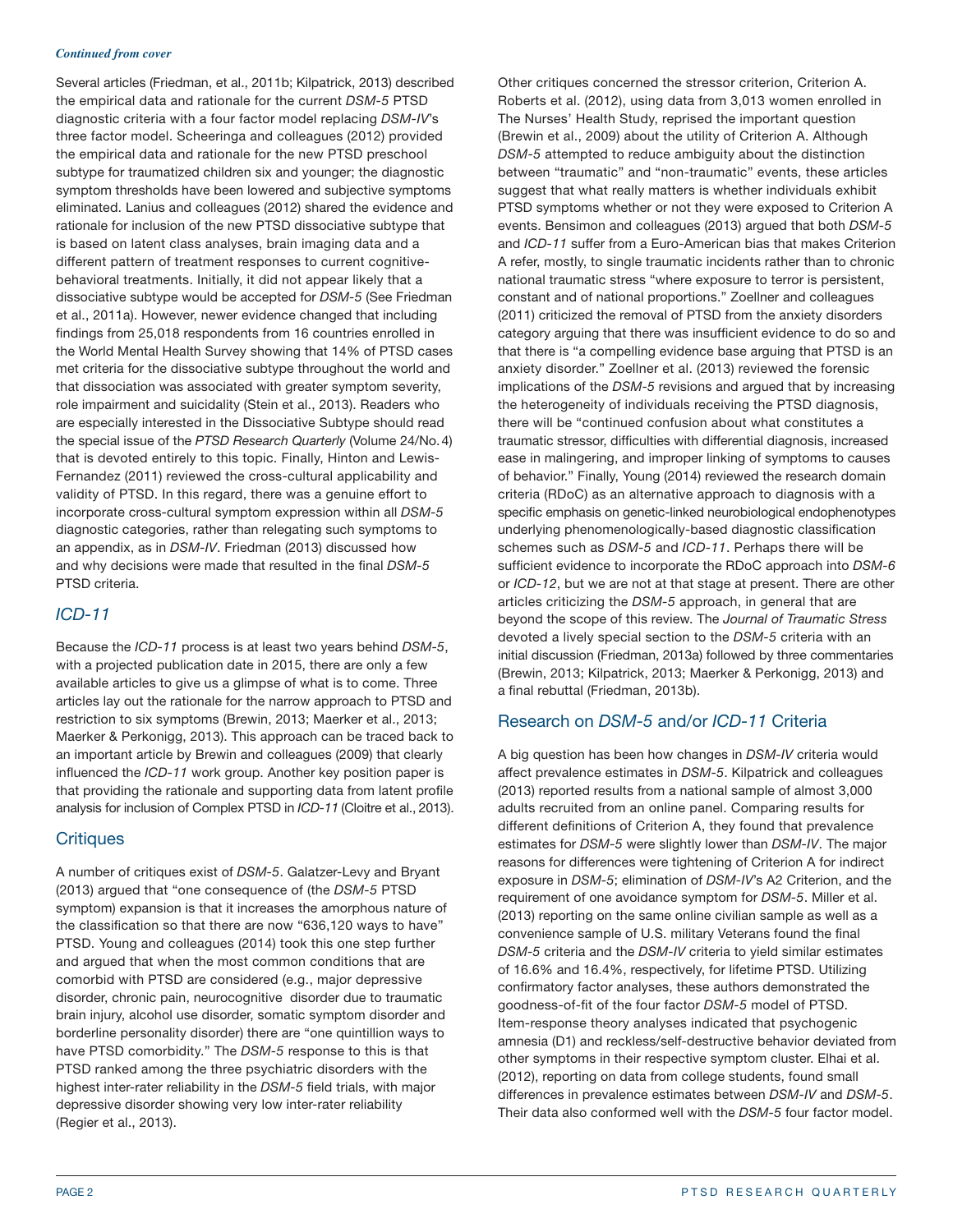*Continued from cover*

Several articles (Friedman, et al., 2011b; Kilpatrick, 2013) described the empirical data and rationale for the current *DSM-5* PTSD diagnostic criteria with a four factor model replacing *DSM-IV*'s three factor model. Scheeringa and colleagues (2012) provided the empirical data and rationale for the new PTSD preschool subtype for traumatized children six and younger; the diagnostic symptom thresholds have been lowered and subjective symptoms eliminated. Lanius and colleagues (2012) shared the evidence and rationale for inclusion of the new PTSD dissociative subtype that is based on latent class analyses, brain imaging data and a different pattern of treatment responses to current cognitive-behavioral treatments. Initially, it did not appear likely that a dissociative subtype would be accepted for *DSM-5* (See Friedman et al., 2011a). However, newer evidence changed that including findings from 25,018 respondents from 16 countries enrolled in the World Mental Health Survey showing that 14% of PTSD cases met criteria for the dissociative subtype throughout the world and that dissociation was associated with greater symptom severity, role impairment and suicidality (Stein et al., 2013). Readers who are especially interested in the Dissociative Subtype should read the special issue of the *PTSD Research Quarterly* (Volume 24/No. 4) that is devoted entirely to this topic. Finally, Hinton and Lewis-Fernandez (2011) reviewed the cross-cultural applicability and validity of PTSD. In this regard, there was a genuine effort to incorporate cross-cultural symptom expression within all *DSM-5* diagnostic categories, rather than relegating such symptoms to an appendix, as in *DSM-IV*. Friedman (2013) discussed how and why decisions were made that resulted in the final *DSM-5* PTSD criteria.

## *ICD-11*

Because the *ICD-11* process is at least two years behind *DSM-5*, with a projected publication date in 2015, there are only a few available articles to give us a glimpse of what is to come. Three articles lay out the rationale for the narrow approach to PTSD and restriction to six symptoms (Brewin, 2013; Maerker et al., 2013; Maerker & Perkonigg, 2013). This approach can be traced back to an important article by Brewin and colleagues (2009) that clearly influenced the *ICD-11* work group. Another key position paper is that providing the rationale and supporting data from latent profile analysis for inclusion of Complex PTSD in *ICD-11* (Cloitre et al., 2013).

## Critiques

A number of critiques exist of *DSM-5*. Galatzer-Levy and Bryant (2013) argued that "one consequence of (the *DSM-5* PTSD symptom) expansion is that it increases the amorphous nature of the classification so that there are now "636,120 ways to have" PTSD. Young and colleagues (2014) took this one step further and argued that when the most common conditions that are comorbid with PTSD are considered (e.g., major depressive disorder, chronic pain, neurocognitive disorder due to traumatic brain injury, alcohol use disorder, somatic symptom disorder and borderline personality disorder) there are "one quintillion ways to have PTSD comorbidity." The *DSM-5* response to this is that PTSD ranked among the three psychiatric disorders with the highest inter-rater reliability in the *DSM-5* field trials, with major depressive disorder showing very low inter-rater reliability (Regier et al., 2013).

Other critiques concerned the stressor criterion, Criterion A. Roberts et al. (2012), using data from 3,013 women enrolled in The Nurses' Health Study, reprised the important question (Brewin et al., 2009) about the utility of Criterion A. Although *DSM-5* attempted to reduce ambiguity about the distinction between "traumatic" and "non-traumatic" events, these articles suggest that what really matters is whether individuals exhibit PTSD symptoms whether or not they were exposed to Criterion A events. Bensimon and colleagues (2013) argued that both *DSM-5* and *ICD-11* suffer from a Euro-American bias that makes Criterion A refer, mostly, to single traumatic incidents rather than to chronic national traumatic stress "where exposure to terror is persistent, constant and of national proportions." Zoellner and colleagues (2011) criticized the removal of PTSD from the anxiety disorders category arguing that there was insufficient evidence to do so and that there is "a compelling evidence base arguing that PTSD is an anxiety disorder." Zoellner et al. (2013) reviewed the forensic implications of the *DSM-5* revisions and argued that by increasing the heterogeneity of individuals receiving the PTSD diagnosis, there will be "continued confusion about what constitutes a traumatic stressor, difficulties with differential diagnosis, increased ease in malingering, and improper linking of symptoms to causes of behavior." Finally, Young (2014) reviewed the research domain criteria (RDoC) as an alternative approach to diagnosis with a specific emphasis on genetic-linked neurobiological endophenotypes underlying phenomenologically-based diagnostic classification schemes such as *DSM-5* and *ICD-11*. Perhaps there will be sufficient evidence to incorporate the RDoC approach into *DSM-6* or *ICD-12*, but we are not at that stage at present. There are other articles criticizing the *DSM-5* approach, in general that are beyond the scope of this review. The *Journal of Traumatic Stress* devoted a lively special section to the *DSM-5* criteria with an initial discussion (Friedman, 2013a) followed by three commentaries (Brewin, 2013; Kilpatrick, 2013; Maerker & Perkonigg, 2013) and a final rebuttal (Friedman, 2013b).

## Research on *DSM-5* and/or *ICD-11* Criteria

A big question has been how changes in *DSM-IV* criteria would affect prevalence estimates in *DSM-5*. Kilpatrick and colleagues (2013) reported results from a national sample of almost 3,000 adults recruited from an online panel. Comparing results for different definitions of Criterion A, they found that prevalence estimates for *DSM-5* were slightly lower than *DSM-IV*. The major reasons for differences were tightening of Criterion A for indirect exposure in *DSM-5*; elimination of *DSM-IV*'s A2 Criterion, and the requirement of one avoidance symptom for *DSM-5*. Miller et al. (2013) reporting on the same online civilian sample as well as a convenience sample of U.S. military Veterans found the final *DSM-5* criteria and the *DSM-IV* criteria to yield similar estimates of 16.6% and 16.4%, respectively, for lifetime PTSD. Utilizing confirmatory factor analyses, these authors demonstrated the goodness-of-fit of the four factor *DSM-5* model of PTSD. Item-response theory analyses indicated that psychogenic amnesia (D1) and reckless/self-destructive behavior deviated from other symptoms in their respective symptom cluster. Elhai et al. (2012), reporting on data from college students, found small differences in prevalence estimates between *DSM-IV* and *DSM-5*. Their data also conformed well with the *DSM-5* four factor model.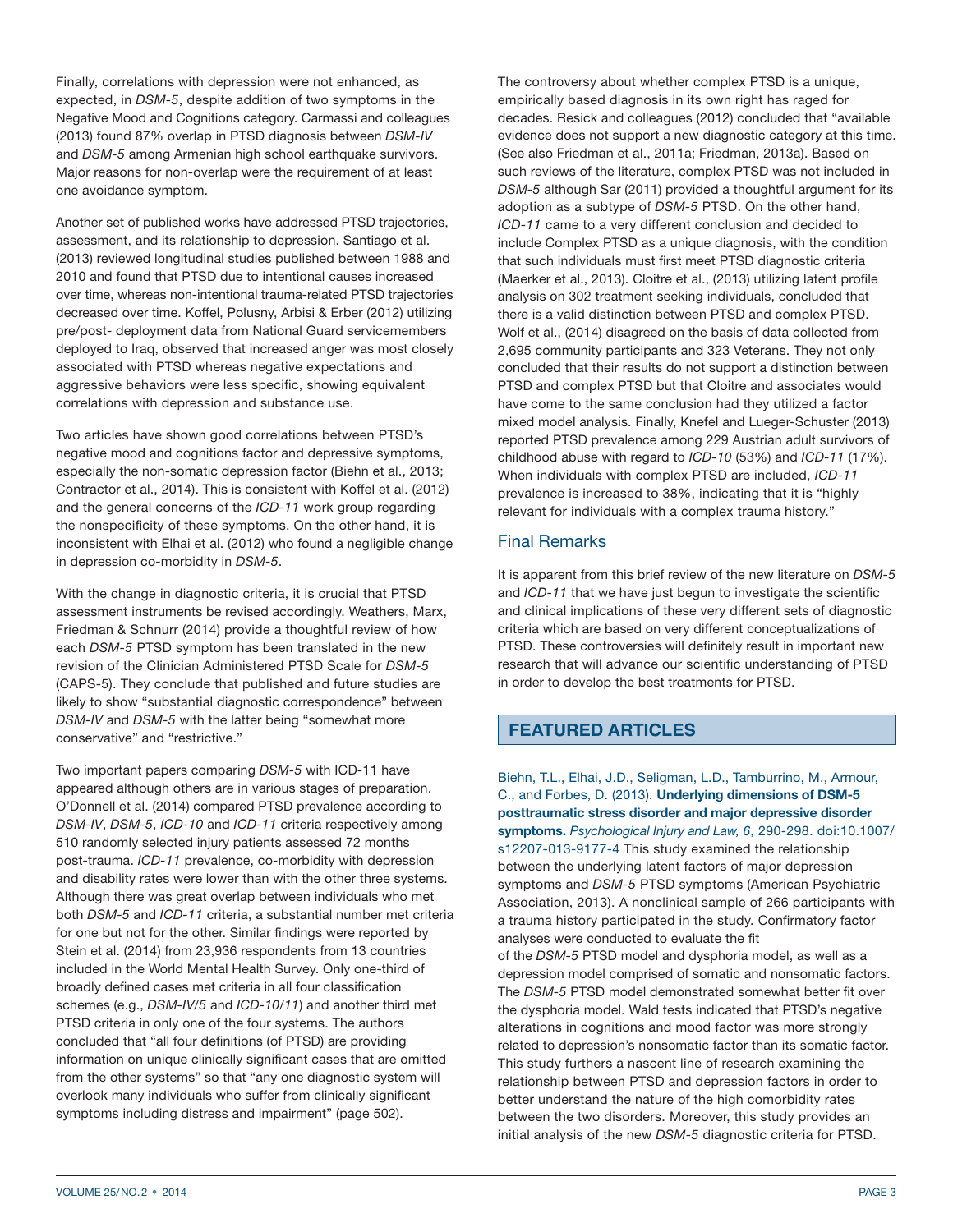Finally, correlations with depression were not enhanced, as expected, in *DSM-5*, despite addition of two symptoms in the Negative Mood and Cognitions category. Carmassi and colleagues (2013) found 87% overlap in PTSD diagnosis between *DSM-IV* and *DSM-5* among Armenian high school earthquake survivors. Major reasons for non-overlap were the requirement of at least one avoidance symptom.

Another set of published works have addressed PTSD trajectories, assessment, and its relationship to depression. Santiago et al. (2013) reviewed longitudinal studies published between 1988 and 2010 and found that PTSD due to intentional causes increased over time, whereas non-intentional trauma-related PTSD trajectories decreased over time. Koffel, Polusny, Arbisi & Erber (2012) utilizing pre/post- deployment data from National Guard servicemembers deployed to Iraq, observed that increased anger was most closely associated with PTSD whereas negative expectations and aggressive behaviors were less specific, showing equivalent correlations with depression and substance use.

Two articles have shown good correlations between PTSD's negative mood and cognitions factor and depressive symptoms, especially the non-somatic depression factor (Biehn et al., 2013; Contractor et al., 2014). This is consistent with Koffel et al. (2012) and the general concerns of the *ICD-11* work group regarding the nonspecificity of these symptoms. On the other hand, it is inconsistent with Elhai et al. (2012) who found a negligible change in depression co-morbidity in *DSM-5*.

With the change in diagnostic criteria, it is crucial that PTSD assessment instruments be revised accordingly. Weathers, Marx, Friedman & Schnurr (2014) provide a thoughtful review of how each *DSM-5* PTSD symptom has been translated in the new revision of the Clinician Administered PTSD Scale for *DSM-5* (CAPS-5). They conclude that published and future studies are likely to show "substantial diagnostic correspondence" between *DSM-IV* and *DSM-5* with the latter being "somewhat more conservative" and "restrictive."

Two important papers comparing *DSM-5* with ICD-11 have appeared although others are in various stages of preparation. O'Donnell et al. (2014) compared PTSD prevalence according to *DSM-IV*, *DSM-5*, *ICD-10* and *ICD-11* criteria respectively among 510 randomly selected injury patients assessed 72 months post-trauma. *ICD-11* prevalence, co-morbidity with depression and disability rates were lower than with the other three systems. Although there was great overlap between individuals who met both *DSM-5* and *ICD-11* criteria, a substantial number met criteria for one but not for the other. Similar findings were reported by Stein et al. (2014) from 23,936 respondents from 13 countries included in the World Mental Health Survey. Only one-third of broadly defined cases met criteria in all four classification schemes (e.g., *DSM-IV/5* and *ICD-10/11*) and another third met PTSD criteria in only one of the four systems. The authors concluded that "all four definitions (of PTSD) are providing information on unique clinically significant cases that are omitted from the other systems" so that "any one diagnostic system will overlook many individuals who suffer from clinically significant symptoms including distress and impairment" (page 502).

The controversy about whether complex PTSD is a unique, empirically based diagnosis in its own right has raged for decades. Resick and colleagues (2012) concluded that "available evidence does not support a new diagnostic category at this time. (See also Friedman et al., 2011a; Friedman, 2013a). Based on such reviews of the literature, complex PTSD was not included in *DSM-5* although Sar (2011) provided a thoughtful argument for its adoption as a subtype of *DSM-5* PTSD. On the other hand, *ICD-11* came to a very different conclusion and decided to include Complex PTSD as a unique diagnosis, with the condition that such individuals must first meet PTSD diagnostic criteria (Maerker et al., 2013). Cloitre et al., (2013) utilizing latent profile analysis on 302 treatment seeking individuals, concluded that there is a valid distinction between PTSD and complex PTSD. Wolf et al., (2014) disagreed on the basis of data collected from 2,695 community participants and 323 Veterans. They not only concluded that their results do not support a distinction between PTSD and complex PTSD but that Cloitre and associates would have come to the same conclusion had they utilized a factor mixed model analysis. Finally, Knefel and Lueger-Schuster (2013) reported PTSD prevalence among 229 Austrian adult survivors of childhood abuse with regard to *ICD-10* (53%) and *ICD-11* (17%). When individuals with complex PTSD are included, *ICD-11* prevalence is increased to 38%, indicating that it is "highly relevant for individuals with a complex trauma history."

## Final Remarks

It is apparent from this brief review of the new literature on *DSM-5* and *ICD-11* that we have just begun to investigate the scientific and clinical implications of these very different sets of diagnostic criteria which are based on very different conceptualizations of PTSD. These controversies will definitely result in important new research that will advance our scientific understanding of PTSD in order to develop the best treatments for PTSD.

## FEATURED ARTICLES

Biehn, T.L., Elhai, J.D., Seligman, L.D., Tamburrino, M., Armour, C., and Forbes, D. (2013). **Underlying dimensions of DSM-5 posttraumatic stress disorder and major depressive disorder symptoms.** *Psychological Injury and Law, 6*, 290-298. doi:10.1007/s12207-013-9177-4 This study examined the relationship between the underlying latent factors of major depression symptoms and *DSM-5* PTSD symptoms (American Psychiatric Association, 2013). A nonclinical sample of 266 participants with a trauma history participated in the study. Confirmatory factor analyses were conducted to evaluate the fit of the *DSM-5* PTSD model and dysphoria model, as well as a depression model comprised of somatic and nonsomatic factors. The *DSM-5* PTSD model demonstrated somewhat better fit over the dysphoria model. Wald tests indicated that PTSD's negative alterations in cognitions and mood factor was more strongly related to depression's nonsomatic factor than its somatic factor. This study furthers a nascent line of research examining the relationship between PTSD and depression factors in order to better understand the nature of the high comorbidity rates between the two disorders. Moreover, this study provides an initial analysis of the new *DSM-5* diagnostic criteria for PTSD.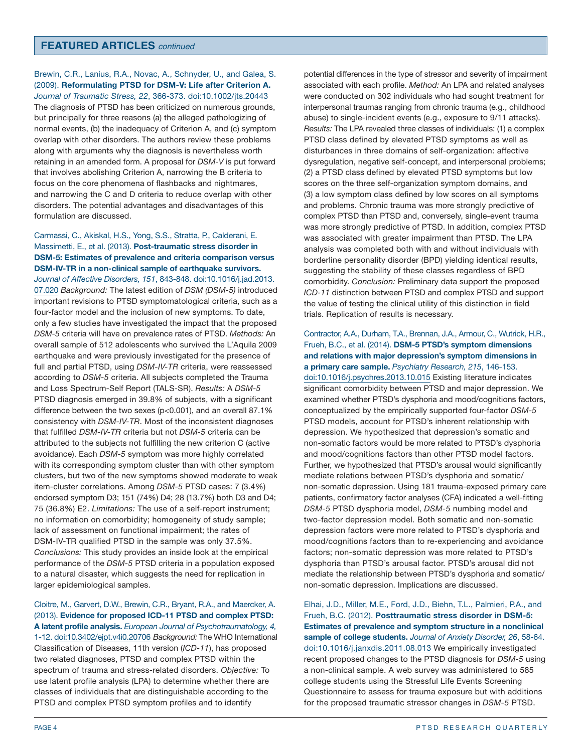## FEATURED ARTICLES *continued*

Brewin, C.R., Lanius, R.A., Novac, A., Schnyder, U., and Galea, S. (2009). **Reformulating PTSD for DSM-V: Life after Criterion A.** *Journal of Traumatic Stress, 22*, 366-373. doi:10.1002/jts.20443 The diagnosis of PTSD has been criticized on numerous grounds, but principally for three reasons (a) the alleged pathologizing of normal events, (b) the inadequacy of Criterion A, and (c) symptom overlap with other disorders. The authors review these problems along with arguments why the diagnosis is nevertheless worth retaining in an amended form. A proposal for *DSM-V* is put forward that involves abolishing Criterion A, narrowing the B criteria to focus on the core phenomena of flashbacks and nightmares, and narrowing the C and D criteria to reduce overlap with other disorders. The potential advantages and disadvantages of this formulation are discussed.

Carmassi, C., Akiskal, H.S., Yong, S.S., Stratta, P., Calderani, E. Massimetti, E., et al. (2013). **Post-traumatic stress disorder in DSM-5: Estimates of prevalence and criteria comparison versus DSM-IV-TR in a non-clinical sample of earthquake survivors.** *Journal of Affective Disorders, 151*, 843-848. doi:10.1016/j.jad.2013.07.020 *Background:* The latest edition of *DSM (DSM-5)* introduced important revisions to PTSD symptomatological criteria, such as a four-factor model and the inclusion of new symptoms. To date, only a few studies have investigated the impact that the proposed *DSM-5* criteria will have on prevalence rates of PTSD. *Methods:* An overall sample of 512 adolescents who survived the L'Aquila 2009 earthquake and were previously investigated for the presence of full and partial PTSD, using *DSM-IV-TR* criteria, were reassessed according to *DSM-5* criteria. All subjects completed the Trauma and Loss Spectrum-Self Report (TALS-SR). *Results:* A *DSM-5* PTSD diagnosis emerged in 39.8% of subjects, with a significant difference between the two sexes ($p<0.001$), and an overall 87.1% consistency with *DSM-IV-TR*. Most of the inconsistent diagnoses that fulfilled *DSM-IV-TR* criteria but not *DSM-5* criteria can be attributed to the subjects not fulfilling the new criterion C (active avoidance). Each *DSM-5* symptom was more highly correlated with its corresponding symptom cluster than with other symptom clusters, but two of the new symptoms showed moderate to weak item-cluster correlations. Among *DSM-5* PTSD cases: 7 (3.4%) endorsed symptom D3; 151 (74%) D4; 28 (13.7%) both D3 and D4; 75 (36.8%) E2. *Limitations:* The use of a self-report instrument; no information on comorbidity; homogeneity of study sample; lack of assessment on functional impairment; the rates of DSM-IV-TR qualified PTSD in the sample was only 37.5%. *Conclusions:* This study provides an inside look at the empirical performance of the *DSM-5* PTSD criteria in a population exposed to a natural disaster, which suggests the need for replication in larger epidemiological samples.

Cloitre, M., Garvert, D.W., Brewin, C.R., Bryant, R.A., and Maercker, A. (2013). **Evidence for proposed ICD-11 PTSD and complex PTSD: A latent profile analysis.** *European Journal of Psychotraumatology, 4,* 1-12. doi:10.3402/ejpt.v4i0.20706 *Background:* The WHO International Classification of Diseases, 11th version (*ICD-11*), has proposed two related diagnoses, PTSD and complex PTSD within the spectrum of trauma and stress-related disorders. *Objective:* To use latent profile analysis (LPA) to determine whether there are classes of individuals that are distinguishable according to the PTSD and complex PTSD symptom profiles and to identify potential differences in the type of stressor and severity of impairment associated with each profile. *Method:* An LPA and related analyses were conducted on 302 individuals who had sought treatment for interpersonal traumas ranging from chronic trauma (e.g., childhood abuse) to single-incident events (e.g., exposure to 9/11 attacks). *Results:* The LPA revealed three classes of individuals: (1) a complex PTSD class defined by elevated PTSD symptoms as well as disturbances in three domains of self-organization: affective dysregulation, negative self-concept, and interpersonal problems; (2) a PTSD class defined by elevated PTSD symptoms but low scores on the three self-organization symptom domains, and (3) a low symptom class defined by low scores on all symptoms and problems. Chronic trauma was more strongly predictive of complex PTSD than PTSD and, conversely, single-event trauma was more strongly predictive of PTSD. In addition, complex PTSD was associated with greater impairment than PTSD. The LPA analysis was completed both with and without individuals with borderline personality disorder (BPD) yielding identical results, suggesting the stability of these classes regardless of BPD comorbidity. *Conclusion:* Preliminary data support the proposed *ICD-11* distinction between PTSD and complex PTSD and support the value of testing the clinical utility of this distinction in field trials. Replication of results is necessary.

Contractor, A.A., Durham, T.A., Brennan, J.A., Armour, C., Wutrick, H.R., Frueh, B.C., et al. (2014). **DSM-5 PTSD's symptom dimensions and relations with major depression's symptom dimensions in a primary care sample.** *Psychiatry Research, 215*, 146-153. doi:10.1016/j.psychres.2013.10.015 Existing literature indicates significant comorbidity between PTSD and major depression. We examined whether PTSD's dysphoria and mood/cognitions factors, conceptualized by the empirically supported four-factor *DSM-5* PTSD models, account for PTSD's inherent relationship with depression. We hypothesized that depression's somatic and non-somatic factors would be more related to PTSD's dysphoria and mood/cognitions factors than other PTSD model factors. Further, we hypothesized that PTSD's arousal would significantly mediate relations between PTSD's dysphoria and somatic/non-somatic depression. Using 181 trauma-exposed primary care patients, confirmatory factor analyses (CFA) indicated a well-fitting *DSM-5* PTSD dysphoria model, *DSM-5* numbing model and two-factor depression model. Both somatic and non-somatic depression factors were more related to PTSD's dysphoria and mood/cognitions factors than to re-experiencing and avoidance factors; non-somatic depression was more related to PTSD's dysphoria than PTSD's arousal factor. PTSD's arousal did not mediate the relationship between PTSD's dysphoria and somatic/non-somatic depression. Implications are discussed.

Elhai, J.D., Miller, M.E., Ford, J.D., Biehn, T.L., Palmieri, P.A., and Frueh, B.C. (2012). **Posttraumatic stress disorder in DSM-5: Estimates of prevalence and symptom structure in a nonclinical sample of college students.** *Journal of Anxiety Disorder, 26*, 58-64. doi:10.1016/j.janxdis.2011.08.013 We empirically investigated recent proposed changes to the PTSD diagnosis for *DSM-5* using a non-clinical sample. A web survey was administered to 585 college students using the Stressful Life Events Screening Questionnaire to assess for trauma exposure but with additions for the proposed traumatic stressor changes in *DSM-5* PTSD.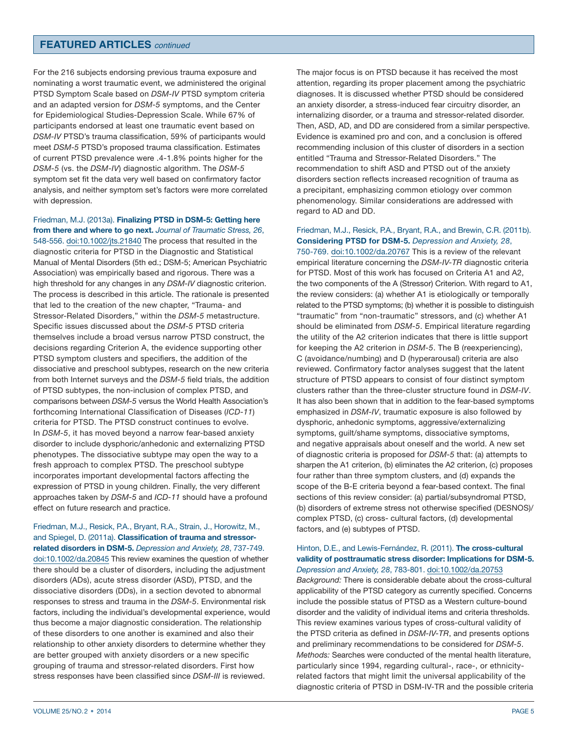## FEATURED ARTICLES *continued*

For the 216 subjects endorsing previous trauma exposure and nominating a worst traumatic event, we administered the original PTSD Symptom Scale based on *DSM-IV* PTSD symptom criteria and an adapted version for *DSM-5* symptoms, and the Center for Epidemiological Studies-Depression Scale. While 67% of participants endorsed at least one traumatic event based on *DSM-IV* PTSD's trauma classification, 59% of participants would meet *DSM-5* PTSD's proposed trauma classification. Estimates of current PTSD prevalence were .4-1.8% points higher for the *DSM-5* (vs. the *DSM-IV*) diagnostic algorithm. The *DSM-5* symptom set fit the data very well based on confirmatory factor analysis, and neither symptom set's factors were more correlated with depression.

Friedman, M.J. (2013a). **Finalizing PTSD in DSM-5: Getting here from there and where to go next.** *Journal of Traumatic Stress, 26*, 548-556. doi:10.1002/jts.21840 The process that resulted in the diagnostic criteria for PTSD in the Diagnostic and Statistical Manual of Mental Disorders (5th ed.; DSM-5; American Psychiatric Association) was empirically based and rigorous. There was a high threshold for any changes in any *DSM-IV* diagnostic criterion. The process is described in this article. The rationale is presented that led to the creation of the new chapter, "Trauma- and Stressor-Related Disorders," within the *DSM-5* metastructure. Specific issues discussed about the *DSM-5* PTSD criteria themselves include a broad versus narrow PTSD construct, the decisions regarding Criterion A, the evidence supporting other PTSD symptom clusters and specifiers, the addition of the dissociative and preschool subtypes, research on the new criteria from both Internet surveys and the *DSM-5* field trials, the addition of PTSD subtypes, the non-inclusion of complex PTSD, and comparisons between *DSM-5* versus the World Health Association's forthcoming International Classification of Diseases (*ICD-11*) criteria for PTSD. The PTSD construct continues to evolve. In *DSM-5*, it has moved beyond a narrow fear-based anxiety disorder to include dysphoric/anhedonic and externalizing PTSD phenotypes. The dissociative subtype may open the way to a fresh approach to complex PTSD. The preschool subtype incorporates important developmental factors affecting the expression of PTSD in young children. Finally, the very different approaches taken by *DSM-5* and *ICD-11* should have a profound effect on future research and practice.

Friedman, M.J., Resick, P.A., Bryant, R.A., Strain, J., Horowitz, M., and Spiegel, D. (2011a). **Classification of trauma and stressor-related disorders in DSM-5.** *Depression and Anxiety, 28*, 737-749. doi:10.1002/da.20845 This review examines the question of whether there should be a cluster of disorders, including the adjustment disorders (ADs), acute stress disorder (ASD), PTSD, and the dissociative disorders (DDs), in a section devoted to abnormal responses to stress and trauma in the *DSM-5*. Environmental risk factors, including the individual's developmental experience, would thus become a major diagnostic consideration. The relationship of these disorders to one another is examined and also their relationship to other anxiety disorders to determine whether they are better grouped with anxiety disorders or a new specific grouping of trauma and stressor-related disorders. First how stress responses have been classified since *DSM-III* is reviewed. The major focus is on PTSD because it has received the most attention, regarding its proper placement among the psychiatric diagnoses. It is discussed whether PTSD should be considered an anxiety disorder, a stress-induced fear circuitry disorder, an internalizing disorder, or a trauma and stressor-related disorder. Then, ASD, AD, and DD are considered from a similar perspective. Evidence is examined pro and con, and a conclusion is offered recommending inclusion of this cluster of disorders in a section entitled "Trauma and Stressor-Related Disorders." The recommendation to shift ASD and PTSD out of the anxiety disorders section reflects increased recognition of trauma as a precipitant, emphasizing common etiology over common phenomenology. Similar considerations are addressed with regard to AD and DD.

Friedman, M.J., Resick, P.A., Bryant, R.A., and Brewin, C.R. (2011b). **Considering PTSD for DSM-5.** *Depression and Anxiety, 28*, 750-769. doi:10.1002/da.20767 This is a review of the relevant empirical literature concerning the *DSM-IV-TR* diagnostic criteria for PTSD. Most of this work has focused on Criteria A1 and A2, the two components of the A (Stressor) Criterion. With regard to A1, the review considers: (a) whether A1 is etiologically or temporally related to the PTSD symptoms; (b) whether it is possible to distinguish "traumatic" from "non-traumatic" stressors, and (c) whether A1 should be eliminated from *DSM-5*. Empirical literature regarding the utility of the A2 criterion indicates that there is little support for keeping the A2 criterion in *DSM-5*. The B (reexperiencing), C (avoidance/numbing) and D (hyperarousal) criteria are also reviewed. Confirmatory factor analyses suggest that the latent structure of PTSD appears to consist of four distinct symptom clusters rather than the three-cluster structure found in *DSM-IV*. It has also been shown that in addition to the fear-based symptoms emphasized in *DSM-IV*, traumatic exposure is also followed by dysphoric, anhedonic symptoms, aggressive/externalizing symptoms, guilt/shame symptoms, dissociative symptoms, and negative appraisals about oneself and the world. A new set of diagnostic criteria is proposed for *DSM-5* that: (a) attempts to sharpen the A1 criterion, (b) eliminates the A2 criterion, (c) proposes four rather than three symptom clusters, and (d) expands the scope of the B-E criteria beyond a fear-based context. The final sections of this review consider: (a) partial/subsyndromal PTSD, (b) disorders of extreme stress not otherwise specified (DESNOS)/ complex PTSD, (c) cross- cultural factors, (d) developmental factors, and (e) subtypes of PTSD.

Hinton, D.E., and Lewis-Fernández, R. (2011). **The cross-cultural validity of posttraumatic stress disorder: Implications for DSM-5.** *Depression and Anxiety, 28*, 783-801. doi:10.1002/da.20753 *Background:* There is considerable debate about the cross-cultural applicability of the PTSD category as currently specified. Concerns include the possible status of PTSD as a Western culture-bound disorder and the validity of individual items and criteria thresholds. This review examines various types of cross-cultural validity of the PTSD criteria as defined in *DSM-IV-TR*, and presents options and preliminary recommendations to be considered for *DSM-5*. *Methods:* Searches were conducted of the mental health literature, particularly since 1994, regarding cultural-, race-, or ethnicity-related factors that might limit the universal applicability of the diagnostic criteria of PTSD in DSM-IV-TR and the possible criteria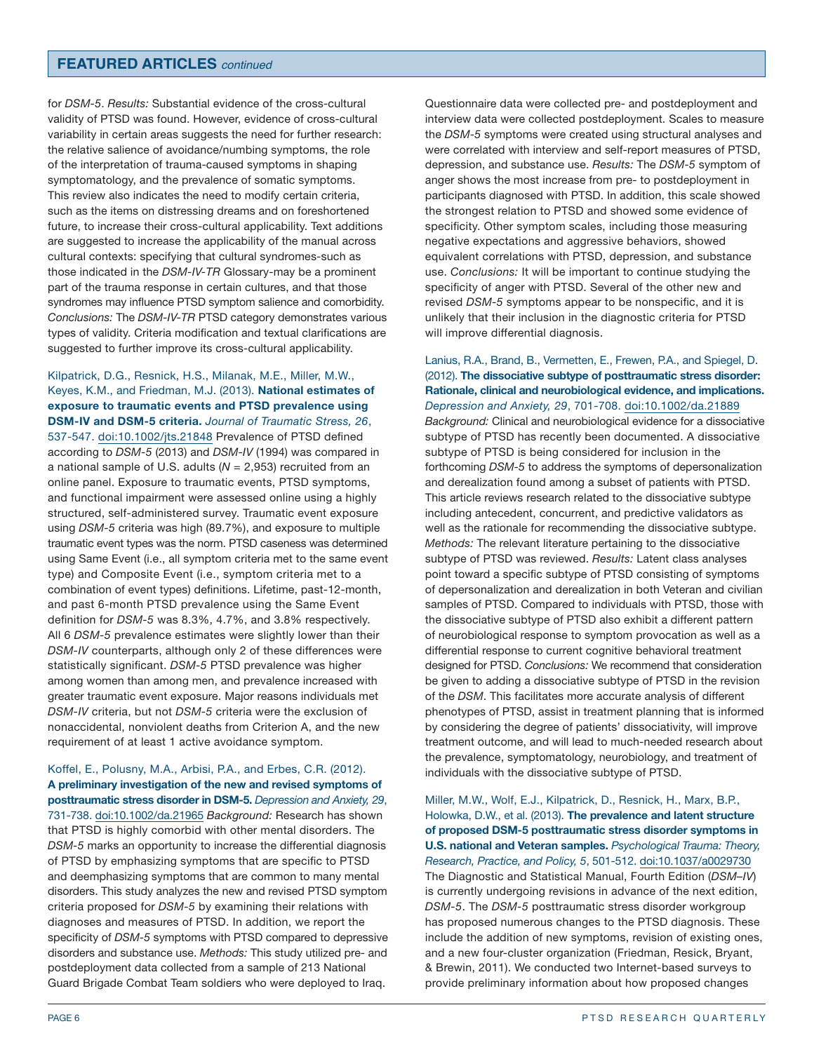for *DSM-5*. *Results:* Substantial evidence of the cross-cultural validity of PTSD was found. However, evidence of cross-cultural variability in certain areas suggests the need for further research: the relative salience of avoidance/numbing symptoms, the role of the interpretation of trauma-caused symptoms in shaping symptomatology, and the prevalence of somatic symptoms. This review also indicates the need to modify certain criteria, such as the items on distressing dreams and on foreshortened future, to increase their cross-cultural applicability. Text additions are suggested to increase the applicability of the manual across cultural contexts: specifying that cultural syndromes-such as those indicated in the *DSM-IV-TR* Glossary-may be a prominent part of the trauma response in certain cultures, and that those syndromes may influence PTSD symptom salience and comorbidity. *Conclusions:* The *DSM-IV-TR* PTSD category demonstrates various types of validity. Criteria modification and textual clarifications are suggested to further improve its cross-cultural applicability.

Kilpatrick, D.G., Resnick, H.S., Milanak, M.E., Miller, M.W., Keyes, K.M., and Friedman, M.J. (2013). **National estimates of exposure to traumatic events and PTSD prevalence using DSM-IV and DSM-5 criteria.** *Journal of Traumatic Stress, 26*, 537-547. doi:10.1002/jts.21848 Prevalence of PTSD defined according to *DSM-5* (2013) and *DSM-IV* (1994) was compared in a national sample of U.S. adults (*N* = 2,953) recruited from an online panel. Exposure to traumatic events, PTSD symptoms, and functional impairment were assessed online using a highly structured, self-administered survey. Traumatic event exposure using *DSM-5* criteria was high (89.7%), and exposure to multiple traumatic event types was the norm. PTSD caseness was determined using Same Event (i.e., all symptom criteria met to the same event type) and Composite Event (i.e., symptom criteria met to a combination of event types) definitions. Lifetime, past-12-month, and past 6-month PTSD prevalence using the Same Event definition for *DSM-5* was 8.3%, 4.7%, and 3.8% respectively. All 6 *DSM-5* prevalence estimates were slightly lower than their *DSM-IV* counterparts, although only 2 of these differences were statistically significant. *DSM-5* PTSD prevalence was higher among women than among men, and prevalence increased with greater traumatic event exposure. Major reasons individuals met *DSM-IV* criteria, but not *DSM-5* criteria were the exclusion of nonaccidental, nonviolent deaths from Criterion A, and the new requirement of at least 1 active avoidance symptom.

Koffel, E., Polusny, M.A., Arbisi, P.A., and Erbes, C.R. (2012). **A preliminary investigation of the new and revised symptoms of posttraumatic stress disorder in DSM-5.** *Depression and Anxiety, 29*, 731-738. doi:10.1002/da.21965 *Background:* Research has shown that PTSD is highly comorbid with other mental disorders. The *DSM-5* marks an opportunity to increase the differential diagnosis of PTSD by emphasizing symptoms that are specific to PTSD and deemphasizing symptoms that are common to many mental disorders. This study analyzes the new and revised PTSD symptom criteria proposed for *DSM-5* by examining their relations with diagnoses and measures of PTSD. In addition, we report the specificity of *DSM-5* symptoms with PTSD compared to depressive disorders and substance use. *Methods:* This study utilized pre- and postdeployment data collected from a sample of 213 National Guard Brigade Combat Team soldiers who were deployed to Iraq. Questionnaire data were collected pre- and postdeployment and interview data were collected postdeployment. Scales to measure the *DSM-5* symptoms were created using structural analyses and were correlated with interview and self-report measures of PTSD, depression, and substance use. *Results:* The *DSM-5* symptom of anger shows the most increase from pre- to postdeployment in participants diagnosed with PTSD. In addition, this scale showed the strongest relation to PTSD and showed some evidence of specificity. Other symptom scales, including those measuring negative expectations and aggressive behaviors, showed equivalent correlations with PTSD, depression, and substance use. *Conclusions:* It will be important to continue studying the specificity of anger with PTSD. Several of the other new and revised *DSM-5* symptoms appear to be nonspecific, and it is unlikely that their inclusion in the diagnostic criteria for PTSD will improve differential diagnosis.

Lanius, R.A., Brand, B., Vermetten, E., Frewen, P.A., and Spiegel, D. (2012). **The dissociative subtype of posttraumatic stress disorder: Rationale, clinical and neurobiological evidence, and implications.** *Depression and Anxiety, 29*, 701-708. doi:10.1002/da.21889 *Background:* Clinical and neurobiological evidence for a dissociative subtype of PTSD has recently been documented. A dissociative subtype of PTSD is being considered for inclusion in the forthcoming *DSM-5* to address the symptoms of depersonalization and derealization found among a subset of patients with PTSD. This article reviews research related to the dissociative subtype including antecedent, concurrent, and predictive validators as well as the rationale for recommending the dissociative subtype. *Methods:* The relevant literature pertaining to the dissociative subtype of PTSD was reviewed. *Results:* Latent class analyses point toward a specific subtype of PTSD consisting of symptoms of depersonalization and derealization in both Veteran and civilian samples of PTSD. Compared to individuals with PTSD, those with the dissociative subtype of PTSD also exhibit a different pattern of neurobiological response to symptom provocation as well as a differential response to current cognitive behavioral treatment designed for PTSD. *Conclusions:* We recommend that consideration be given to adding a dissociative subtype of PTSD in the revision of the *DSM*. This facilitates more accurate analysis of different phenotypes of PTSD, assist in treatment planning that is informed by considering the degree of patients' dissociativity, will improve treatment outcome, and will lead to much-needed research about the prevalence, symptomatology, neurobiology, and treatment of individuals with the dissociative subtype of PTSD.

Miller, M.W., Wolf, E.J., Kilpatrick, D., Resnick, H., Marx, B.P., Holowka, D.W., et al. (2013). **The prevalence and latent structure of proposed DSM-5 posttraumatic stress disorder symptoms in U.S. national and Veteran samples.** *Psychological Trauma: Theory, Research, Practice, and Policy, 5*, 501-512. doi:10.1037/a0029730 The Diagnostic and Statistical Manual, Fourth Edition (*DSM–IV*) is currently undergoing revisions in advance of the next edition, *DSM-5*. The *DSM-5* posttraumatic stress disorder workgroup has proposed numerous changes to the PTSD diagnosis. These include the addition of new symptoms, revision of existing ones, and a new four-cluster organization (Friedman, Resick, Bryant, & Brewin, 2011). We conducted two Internet-based surveys to provide preliminary information about how proposed changes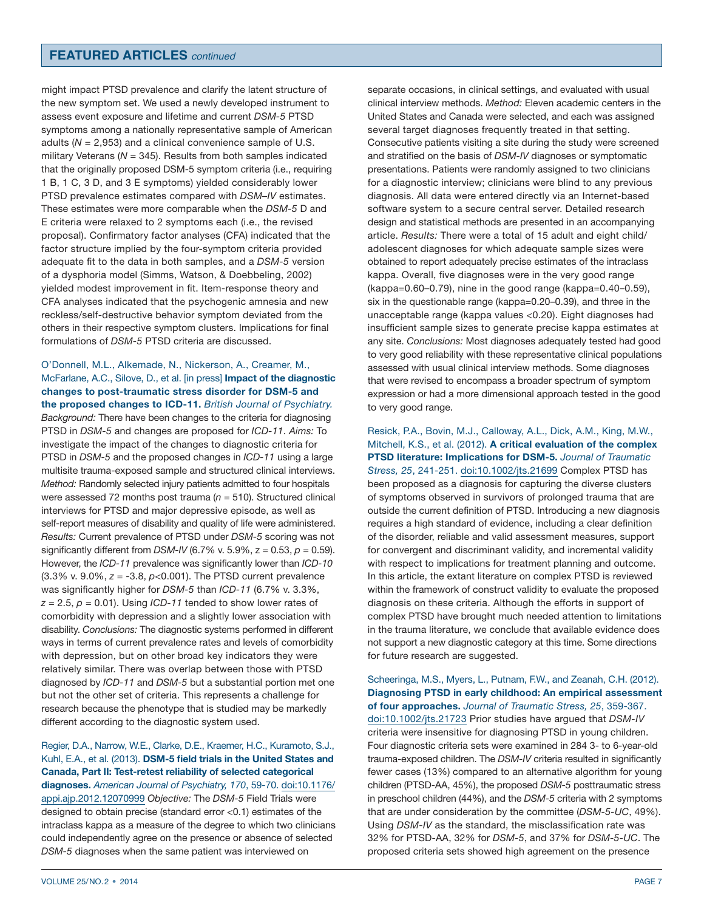## FEATURED ARTICLES *continued*

might impact PTSD prevalence and clarify the latent structure of the new symptom set. We used a newly developed instrument to assess event exposure and lifetime and current *DSM-5* PTSD symptoms among a nationally representative sample of American adults ($N$ = 2,953) and a clinical convenience sample of U.S. military Veterans ($N$ = 345). Results from both samples indicated that the originally proposed DSM-5 symptom criteria (i.e., requiring 1 B, 1 C, 3 D, and 3 E symptoms) yielded considerably lower PTSD prevalence estimates compared with *DSM–IV* estimates. These estimates were more comparable when the *DSM-5* D and E criteria were relaxed to 2 symptoms each (i.e., the revised proposal). Confirmatory factor analyses (CFA) indicated that the factor structure implied by the four-symptom criteria provided adequate fit to the data in both samples, and a *DSM-5* version of a dysphoria model (Simms, Watson, & Doebbeling, 2002) yielded modest improvement in fit. Item-response theory and CFA analyses indicated that the psychogenic amnesia and new reckless/self-destructive behavior symptom deviated from the others in their respective symptom clusters. Implications for final formulations of *DSM-5* PTSD criteria are discussed.

O'Donnell, M.L., Alkemade, N., Nickerson, A., Creamer, M., McFarlane, A.C., Silove, D., et al. [in press] **Impact of the diagnostic changes to post-traumatic stress disorder for DSM-5 and the proposed changes to ICD-11.** *British Journal of Psychiatry.* *Background:* There have been changes to the criteria for diagnosing PTSD in *DSM-5* and changes are proposed for *ICD-11*. *Aims:* To investigate the impact of the changes to diagnostic criteria for PTSD in *DSM-5* and the proposed changes in *ICD-11* using a large multisite trauma-exposed sample and structured clinical interviews. *Method:* Randomly selected injury patients admitted to four hospitals were assessed 72 months post trauma ($n$ = 510). Structured clinical interviews for PTSD and major depressive episode, as well as self-report measures of disability and quality of life were administered. *Results:* Current prevalence of PTSD under *DSM-5* scoring was not significantly different from *DSM-IV* (6.7% v. 5.9%, z = 0.53, $p$ = 0.59). However, the *ICD-11* prevalence was significantly lower than *ICD-10* (3.3% v. 9.0%, $z$ = -3.8, $p$<0.001). The PTSD current prevalence was significantly higher for *DSM-5* than *ICD-11* (6.7% v. 3.3%, $z$ = 2.5, $p$ = 0.01). Using *ICD-11* tended to show lower rates of comorbidity with depression and a slightly lower association with disability. *Conclusions:* The diagnostic systems performed in different ways in terms of current prevalence rates and levels of comorbidity with depression, but on other broad key indicators they were relatively similar. There was overlap between those with PTSD diagnosed by *ICD-11* and *DSM-5* but a substantial portion met one but not the other set of criteria. This represents a challenge for research because the phenotype that is studied may be markedly different according to the diagnostic system used.

Regier, D.A., Narrow, W.E., Clarke, D.E., Kraemer, H.C., Kuramoto, S.J., Kuhl, E.A., et al. (2013). **DSM-5 field trials in the United States and Canada, Part II: Test-retest reliability of selected categorical diagnoses.** *American Journal of Psychiatry, 170*, 59-70. doi:10.1176/appi.ajp.2012.12070999 *Objective:* The *DSM-5* Field Trials were designed to obtain precise (standard error <0.1) estimates of the intraclass kappa as a measure of the degree to which two clinicians could independently agree on the presence or absence of selected *DSM-5* diagnoses when the same patient was interviewed on separate occasions, in clinical settings, and evaluated with usual clinical interview methods. *Method:* Eleven academic centers in the United States and Canada were selected, and each was assigned several target diagnoses frequently treated in that setting. Consecutive patients visiting a site during the study were screened and stratified on the basis of *DSM-IV* diagnoses or symptomatic presentations. Patients were randomly assigned to two clinicians for a diagnostic interview; clinicians were blind to any previous diagnosis. All data were entered directly via an Internet-based software system to a secure central server. Detailed research design and statistical methods are presented in an accompanying article. *Results:* There were a total of 15 adult and eight child/adolescent diagnoses for which adequate sample sizes were obtained to report adequately precise estimates of the intraclass kappa. Overall, five diagnoses were in the very good range (kappa=0.60–0.79), nine in the good range (kappa=0.40–0.59), six in the questionable range (kappa=0.20–0.39), and three in the unacceptable range (kappa values <0.20). Eight diagnoses had insufficient sample sizes to generate precise kappa estimates at any site. *Conclusions:* Most diagnoses adequately tested had good to very good reliability with these representative clinical populations assessed with usual clinical interview methods. Some diagnoses that were revised to encompass a broader spectrum of symptom expression or had a more dimensional approach tested in the good to very good range.

Resick, P.A., Bovin, M.J., Calloway, A.L., Dick, A.M., King, M.W., Mitchell, K.S., et al. (2012). **A critical evaluation of the complex PTSD literature: Implications for DSM-5.** *Journal of Traumatic Stress, 25*, 241-251. doi:10.1002/jts.21699 Complex PTSD has been proposed as a diagnosis for capturing the diverse clusters of symptoms observed in survivors of prolonged trauma that are outside the current definition of PTSD. Introducing a new diagnosis requires a high standard of evidence, including a clear definition of the disorder, reliable and valid assessment measures, support for convergent and discriminant validity, and incremental validity with respect to implications for treatment planning and outcome. In this article, the extant literature on complex PTSD is reviewed within the framework of construct validity to evaluate the proposed diagnosis on these criteria. Although the efforts in support of complex PTSD have brought much needed attention to limitations in the trauma literature, we conclude that available evidence does not support a new diagnostic category at this time. Some directions for future research are suggested.

Scheeringa, M.S., Myers, L., Putnam, F.W., and Zeanah, C.H. (2012). **Diagnosing PTSD in early childhood: An empirical assessment of four approaches.** *Journal of Traumatic Stress, 25*, 359-367. doi:10.1002/jts.21723 Prior studies have argued that *DSM-IV* criteria were insensitive for diagnosing PTSD in young children. Four diagnostic criteria sets were examined in 284 3- to 6-year-old trauma-exposed children. The *DSM-IV* criteria resulted in significantly fewer cases (13%) compared to an alternative algorithm for young children (PTSD-AA, 45%), the proposed *DSM-5* posttraumatic stress in preschool children (44%), and the *DSM-5* criteria with 2 symptoms that are under consideration by the committee (*DSM-5-UC*, 49%). Using *DSM-IV* as the standard, the misclassification rate was 32% for PTSD-AA, 32% for *DSM-5*, and 37% for *DSM-5-UC*. The proposed criteria sets showed high agreement on the presence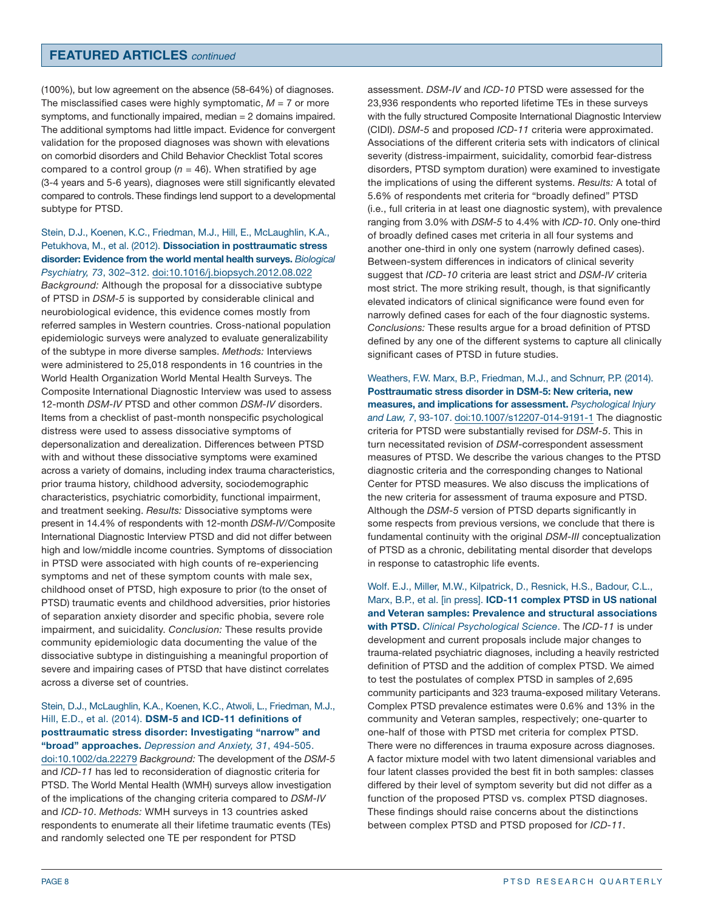## FEATURED ARTICLES *continued*

(100%), but low agreement on the absence (58-64%) of diagnoses. The misclassified cases were highly symptomatic, $M = 7$ or more symptoms, and functionally impaired, median = 2 domains impaired. The additional symptoms had little impact. Evidence for convergent validation for the proposed diagnoses was shown with elevations on comorbid disorders and Child Behavior Checklist Total scores compared to a control group ($n = 46$). When stratified by age (3-4 years and 5-6 years), diagnoses were still significantly elevated compared to controls. These findings lend support to a developmental subtype for PTSD.

Stein, D.J., Koenen, K.C., Friedman, M.J., Hill, E., McLaughlin, K.A., Petukhova, M., et al. (2012). **Dissociation in posttraumatic stress disorder: Evidence from the world mental health surveys.** *Biological Psychiatry, 73*, 302–312. doi:10.1016/j.biopsych.2012.08.022 *Background:* Although the proposal for a dissociative subtype of PTSD in *DSM-5* is supported by considerable clinical and neurobiological evidence, this evidence comes mostly from referred samples in Western countries. Cross-national population epidemiologic surveys were analyzed to evaluate generalizability of the subtype in more diverse samples. *Methods:* Interviews were administered to 25,018 respondents in 16 countries in the World Health Organization World Mental Health Surveys. The Composite International Diagnostic Interview was used to assess 12-month *DSM-IV* PTSD and other common *DSM-IV* disorders. Items from a checklist of past-month nonspecific psychological distress were used to assess dissociative symptoms of depersonalization and derealization. Differences between PTSD with and without these dissociative symptoms were examined across a variety of domains, including index trauma characteristics, prior trauma history, childhood adversity, sociodemographic characteristics, psychiatric comorbidity, functional impairment, and treatment seeking. *Results:* Dissociative symptoms were present in 14.4% of respondents with 12-month *DSM-IV*/Composite International Diagnostic Interview PTSD and did not differ between high and low/middle income countries. Symptoms of dissociation in PTSD were associated with high counts of re-experiencing symptoms and net of these symptom counts with male sex, childhood onset of PTSD, high exposure to prior (to the onset of PTSD) traumatic events and childhood adversities, prior histories of separation anxiety disorder and specific phobia, severe role impairment, and suicidality. *Conclusion:* These results provide community epidemiologic data documenting the value of the dissociative subtype in distinguishing a meaningful proportion of severe and impairing cases of PTSD that have distinct correlates across a diverse set of countries.

Stein, D.J., McLaughlin, K.A., Koenen, K.C., Atwoli, L., Friedman, M.J., Hill, E.D., et al. (2014). **DSM-5 and ICD-11 definitions of posttraumatic stress disorder: Investigating "narrow" and "broad" approaches.** *Depression and Anxiety, 31*, 494-505. doi:10.1002/da.22279 *Background:* The development of the *DSM-5* and *ICD-11* has led to reconsideration of diagnostic criteria for PTSD. The World Mental Health (WMH) surveys allow investigation of the implications of the changing criteria compared to *DSM-IV* and *ICD-10*. *Methods:* WMH surveys in 13 countries asked respondents to enumerate all their lifetime traumatic events (TEs) and randomly selected one TE per respondent for PTSD assessment. *DSM-IV* and *ICD-10* PTSD were assessed for the 23,936 respondents who reported lifetime TEs in these surveys with the fully structured Composite International Diagnostic Interview (CIDI). *DSM-5* and proposed *ICD-11* criteria were approximated. Associations of the different criteria sets with indicators of clinical severity (distress-impairment, suicidality, comorbid fear-distress disorders, PTSD symptom duration) were examined to investigate the implications of using the different systems. *Results:* A total of 5.6% of respondents met criteria for "broadly defined" PTSD (i.e., full criteria in at least one diagnostic system), with prevalence ranging from 3.0% with *DSM-5* to 4.4% with *ICD-10*. Only one-third of broadly defined cases met criteria in all four systems and another one-third in only one system (narrowly defined cases). Between-system differences in indicators of clinical severity suggest that *ICD-10* criteria are least strict and *DSM-IV* criteria most strict. The more striking result, though, is that significantly elevated indicators of clinical significance were found even for narrowly defined cases for each of the four diagnostic systems. *Conclusions:* These results argue for a broad definition of PTSD defined by any one of the different systems to capture all clinically significant cases of PTSD in future studies.

Weathers, F.W. Marx, B.P., Friedman, M.J., and Schnurr, P.P. (2014). **Posttraumatic stress disorder in DSM-5: New criteria, new measures, and implications for assessment.** *Psychological Injury and Law, 7*, 93-107. doi:10.1007/s12207-014-9191-1 The diagnostic criteria for PTSD were substantially revised for *DSM-5*. This in turn necessitated revision of *DSM*-correspondent assessment measures of PTSD. We describe the various changes to the PTSD diagnostic criteria and the corresponding changes to National Center for PTSD measures. We also discuss the implications of the new criteria for assessment of trauma exposure and PTSD. Although the *DSM-5* version of PTSD departs significantly in some respects from previous versions, we conclude that there is fundamental continuity with the original *DSM-III* conceptualization of PTSD as a chronic, debilitating mental disorder that develops in response to catastrophic life events.

Wolf. E.J., Miller, M.W., Kilpatrick, D., Resnick, H.S., Badour, C.L., Marx, B.P., et al. [in press]. **ICD-11 complex PTSD in US national and Veteran samples: Prevalence and structural associations with PTSD.** *Clinical Psychological Science*. The *ICD-11* is under development and current proposals include major changes to trauma-related psychiatric diagnoses, including a heavily restricted definition of PTSD and the addition of complex PTSD. We aimed to test the postulates of complex PTSD in samples of 2,695 community participants and 323 trauma-exposed military Veterans. Complex PTSD prevalence estimates were 0.6% and 13% in the community and Veteran samples, respectively; one-quarter to one-half of those with PTSD met criteria for complex PTSD. There were no differences in trauma exposure across diagnoses. A factor mixture model with two latent dimensional variables and four latent classes provided the best fit in both samples: classes differed by their level of symptom severity but did not differ as a function of the proposed PTSD vs. complex PTSD diagnoses. These findings should raise concerns about the distinctions between complex PTSD and PTSD proposed for *ICD-11*.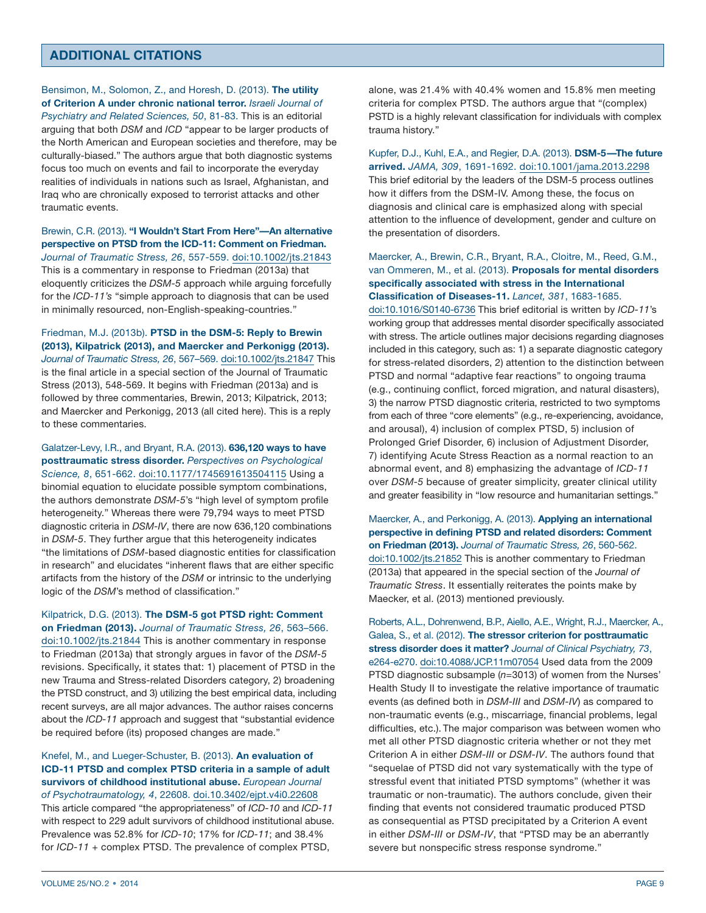## ADDITIONAL CITATIONS

Bensimon, M., Solomon, Z., and Horesh, D. (2013). **The utility of Criterion A under chronic national terror.** *Israeli Journal of Psychiatry and Related Sciences, 50*, 81-83. This is an editorial arguing that both *DSM* and *ICD* "appear to be larger products of the North American and European societies and therefore, may be culturally-biased." The authors argue that both diagnostic systems focus too much on events and fail to incorporate the everyday realities of individuals in nations such as Israel, Afghanistan, and Iraq who are chronically exposed to terrorist attacks and other traumatic events.

Brewin, C.R. (2013). **"I Wouldn't Start From Here"—An alternative perspective on PTSD from the ICD-11: Comment on Friedman.** *Journal of Traumatic Stress, 26*, 557-559. doi:10.1002/jts.21843 This is a commentary in response to Friedman (2013a) that eloquently criticizes the *DSM-5* approach while arguing forcefully for the *ICD-11's* "simple approach to diagnosis that can be used in minimally resourced, non-English-speaking-countries."

Friedman, M.J. (2013b). **PTSD in the DSM-5: Reply to Brewin (2013), Kilpatrick (2013), and Maercker and Perkonigg (2013).** *Journal of Traumatic Stress, 26*, 567–569. doi:10.1002/jts.21847 This is the final article in a special section of the Journal of Traumatic Stress (2013), 548-569. It begins with Friedman (2013a) and is followed by three commentaries, Brewin, 2013; Kilpatrick, 2013; and Maercker and Perkonigg, 2013 (all cited here). This is a reply to these commentaries.

Galatzer-Levy, I.R., and Bryant, R.A. (2013). **636,120 ways to have posttraumatic stress disorder.** *Perspectives on Psychological Science, 8*, 651-662. doi:10.1177/1745691613504115 Using a binomial equation to elucidate possible symptom combinations, the authors demonstrate *DSM-5*'s "high level of symptom profile heterogeneity." Whereas there were 79,794 ways to meet PTSD diagnostic criteria in *DSM-IV*, there are now 636,120 combinations in *DSM-5*. They further argue that this heterogeneity indicates "the limitations of *DSM*-based diagnostic entities for classification in research" and elucidates "inherent flaws that are either specific artifacts from the history of the *DSM* or intrinsic to the underlying logic of the *DSM*'s method of classification."

Kilpatrick, D.G. (2013). **The DSM-5 got PTSD right: Comment on Friedman (2013).** *Journal of Traumatic Stress, 26*, 563–566. doi:10.1002/jts.21844 This is another commentary in response to Friedman (2013a) that strongly argues in favor of the *DSM-5* revisions. Specifically, it states that: 1) placement of PTSD in the new Trauma and Stress-related Disorders category, 2) broadening the PTSD construct, and 3) utilizing the best empirical data, including recent surveys, are all major advances. The author raises concerns about the *ICD-11* approach and suggest that "substantial evidence be required before (its) proposed changes are made."

Knefel, M., and Lueger-Schuster, B. (2013). **An evaluation of ICD-11 PTSD and complex PTSD criteria in a sample of adult survivors of childhood institutional abuse.** *European Journal of Psychotraumatology, 4*, 22608. doi.10.3402/ejpt.v4i0.22608 This article compared "the appropriateness" of *ICD-10* and *ICD-11* with respect to 229 adult survivors of childhood institutional abuse. Prevalence was 52.8% for *ICD-10*; 17% for *ICD-11*; and 38.4% for *ICD-11* + complex PTSD. The prevalence of complex PTSD, alone, was 21.4% with 40.4% women and 15.8% men meeting criteria for complex PTSD. The authors argue that "(complex) PSTD is a highly relevant classification for individuals with complex trauma history."

Kupfer, D.J., Kuhl, E.A., and Regier, D.A. (2013). **DSM-5—The future arrived.** *JAMA, 309*, 1691-1692. doi:10.1001/jama.2013.2298 This brief editorial by the leaders of the DSM-5 process outlines how it differs from the DSM-IV. Among these, the focus on diagnosis and clinical care is emphasized along with special attention to the influence of development, gender and culture on the presentation of disorders.

Maercker, A., Brewin, C.R., Bryant, R.A., Cloitre, M., Reed, G.M., van Ommeren, M., et al. (2013). **Proposals for mental disorders specifically associated with stress in the International Classification of Diseases-11.** *Lancet, 381*, 1683-1685. doi:10.1016/S0140-6736 This brief editorial is written by *ICD-11*'s working group that addresses mental disorder specifically associated with stress. The article outlines major decisions regarding diagnoses included in this category, such as: 1) a separate diagnostic category for stress-related disorders, 2) attention to the distinction between PTSD and normal "adaptive fear reactions" to ongoing trauma (e.g., continuing conflict, forced migration, and natural disasters), 3) the narrow PTSD diagnostic criteria, restricted to two symptoms from each of three "core elements" (e.g., re-experiencing, avoidance, and arousal), 4) inclusion of complex PTSD, 5) inclusion of Prolonged Grief Disorder, 6) inclusion of Adjustment Disorder, 7) identifying Acute Stress Reaction as a normal reaction to an abnormal event, and 8) emphasizing the advantage of *ICD-11* over *DSM-5* because of greater simplicity, greater clinical utility and greater feasibility in "low resource and humanitarian settings."

Maercker, A., and Perkonigg, A. (2013). **Applying an international perspective in defining PTSD and related disorders: Comment on Friedman (2013).** *Journal of Traumatic Stress, 26*, 560-562. doi:10.1002/jts.21852 This is another commentary to Friedman (2013a) that appeared in the special section of the *Journal of Traumatic Stress*. It essentially reiterates the points make by Maecker, et al. (2013) mentioned previously.

Roberts, A.L., Dohrenwend, B.P., Aiello, A.E., Wright, R.J., Maercker, A., Galea, S., et al. (2012). **The stressor criterion for posttraumatic stress disorder does it matter?** *Journal of Clinical Psychiatry, 73*, e264-e270. doi:10.4088/JCP.11m07054 Used data from the 2009 PTSD diagnostic subsample (*n*=3013) of women from the Nurses' Health Study II to investigate the relative importance of traumatic events (as defined both in *DSM-III* and *DSM-IV*) as compared to non-traumatic events (e.g., miscarriage, financial problems, legal difficulties, etc.). The major comparison was between women who met all other PTSD diagnostic criteria whether or not they met Criterion A in either *DSM-III* or *DSM-IV*. The authors found that "sequelae of PTSD did not vary systematically with the type of stressful event that initiated PTSD symptoms" (whether it was traumatic or non-traumatic). The authors conclude, given their finding that events not considered traumatic produced PTSD as consequential as PTSD precipitated by a Criterion A event in either *DSM-III* or *DSM-IV*, that "PTSD may be an aberrantly severe but nonspecific stress response syndrome."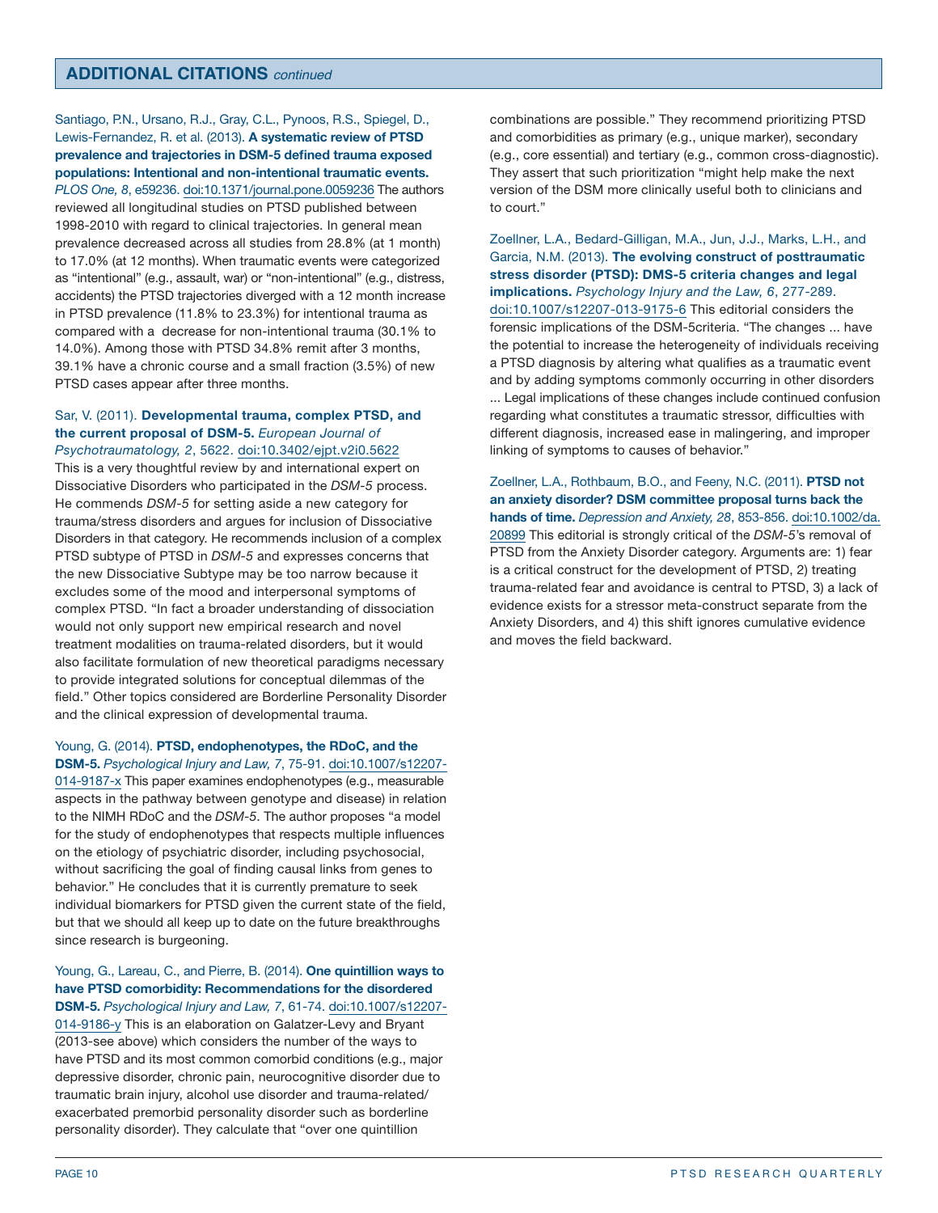## ADDITIONAL CITATIONS *continued*

Santiago, P.N., Ursano, R.J., Gray, C.L., Pynoos, R.S., Spiegel, D., Lewis-Fernandez, R. et al. (2013). **A systematic review of PTSD prevalence and trajectories in DSM-5 defined trauma exposed populations: Intentional and non-intentional traumatic events.** *PLOS One, 8*, e59236. doi:10.1371/journal.pone.0059236 The authors reviewed all longitudinal studies on PTSD published between 1998-2010 with regard to clinical trajectories. In general mean prevalence decreased across all studies from 28.8% (at 1 month) to 17.0% (at 12 months). When traumatic events were categorized as "intentional" (e.g., assault, war) or "non-intentional" (e.g., distress, accidents) the PTSD trajectories diverged with a 12 month increase in PTSD prevalence (11.8% to 23.3%) for intentional trauma as compared with a decrease for non-intentional trauma (30.1% to 14.0%). Among those with PTSD 34.8% remit after 3 months, 39.1% have a chronic course and a small fraction (3.5%) of new PTSD cases appear after three months.

Sar, V. (2011). **Developmental trauma, complex PTSD, and the current proposal of DSM-5.** *European Journal of Psychotraumatology, 2*, 5622. doi:10.3402/ejpt.v2i0.5622 This is a very thoughtful review by and international expert on Dissociative Disorders who participated in the *DSM-5* process. He commends *DSM-5* for setting aside a new category for trauma/stress disorders and argues for inclusion of Dissociative Disorders in that category. He recommends inclusion of a complex PTSD subtype of PTSD in *DSM-5* and expresses concerns that the new Dissociative Subtype may be too narrow because it excludes some of the mood and interpersonal symptoms of complex PTSD. "In fact a broader understanding of dissociation would not only support new empirical research and novel treatment modalities on trauma-related disorders, but it would also facilitate formulation of new theoretical paradigms necessary to provide integrated solutions for conceptual dilemmas of the field." Other topics considered are Borderline Personality Disorder and the clinical expression of developmental trauma.

Young, G. (2014). **PTSD, endophenotypes, the RDoC, and the DSM-5.** *Psychological Injury and Law, 7*, 75-91. doi:10.1007/s12207-014-9187-x This paper examines endophenotypes (e.g., measurable aspects in the pathway between genotype and disease) in relation to the NIMH RDoC and the *DSM-5*. The author proposes "a model for the study of endophenotypes that respects multiple influences on the etiology of psychiatric disorder, including psychosocial, without sacrificing the goal of finding causal links from genes to behavior." He concludes that it is currently premature to seek individual biomarkers for PTSD given the current state of the field, but that we should all keep up to date on the future breakthroughs since research is burgeoning.

Young, G., Lareau, C., and Pierre, B. (2014). **One quintillion ways to have PTSD comorbidity: Recommendations for the disordered DSM-5.** *Psychological Injury and Law, 7*, 61-74. doi:10.1007/s12207-014-9186-y This is an elaboration on Galatzer-Levy and Bryant (2013-see above) which considers the number of the ways to have PTSD and its most common comorbid conditions (e.g., major depressive disorder, chronic pain, neurocognitive disorder due to traumatic brain injury, alcohol use disorder and trauma-related/exacerbated premorbid personality disorder such as borderline personality disorder). They calculate that "over one quintillion combinations are possible." They recommend prioritizing PTSD and comorbidities as primary (e.g., unique marker), secondary (e.g., core essential) and tertiary (e.g., common cross-diagnostic). They assert that such prioritization "might help make the next version of the DSM more clinically useful both to clinicians and to court."

Zoellner, L.A., Bedard-Gilligan, M.A., Jun, J.J., Marks, L.H., and Garcia, N.M. (2013). **The evolving construct of posttraumatic stress disorder (PTSD): DMS-5 criteria changes and legal implications.** *Psychology Injury and the Law, 6*, 277-289. doi:10.1007/s12207-013-9175-6 This editorial considers the forensic implications of the DSM-5criteria. "The changes ... have the potential to increase the heterogeneity of individuals receiving a PTSD diagnosis by altering what qualifies as a traumatic event and by adding symptoms commonly occurring in other disorders ... Legal implications of these changes include continued confusion regarding what constitutes a traumatic stressor, difficulties with different diagnosis, increased ease in malingering, and improper linking of symptoms to causes of behavior."

Zoellner, L.A., Rothbaum, B.O., and Feeny, N.C. (2011). **PTSD not an anxiety disorder? DSM committee proposal turns back the hands of time.** *Depression and Anxiety, 28*, 853-856. doi:10.1002/da.20899 This editorial is strongly critical of the *DSM-5*'s removal of PTSD from the Anxiety Disorder category. Arguments are: 1) fear is a critical construct for the development of PTSD, 2) treating trauma-related fear and avoidance is central to PTSD, 3) a lack of evidence exists for a stressor meta-construct separate from the Anxiety Disorders, and 4) this shift ignores cumulative evidence and moves the field backward.